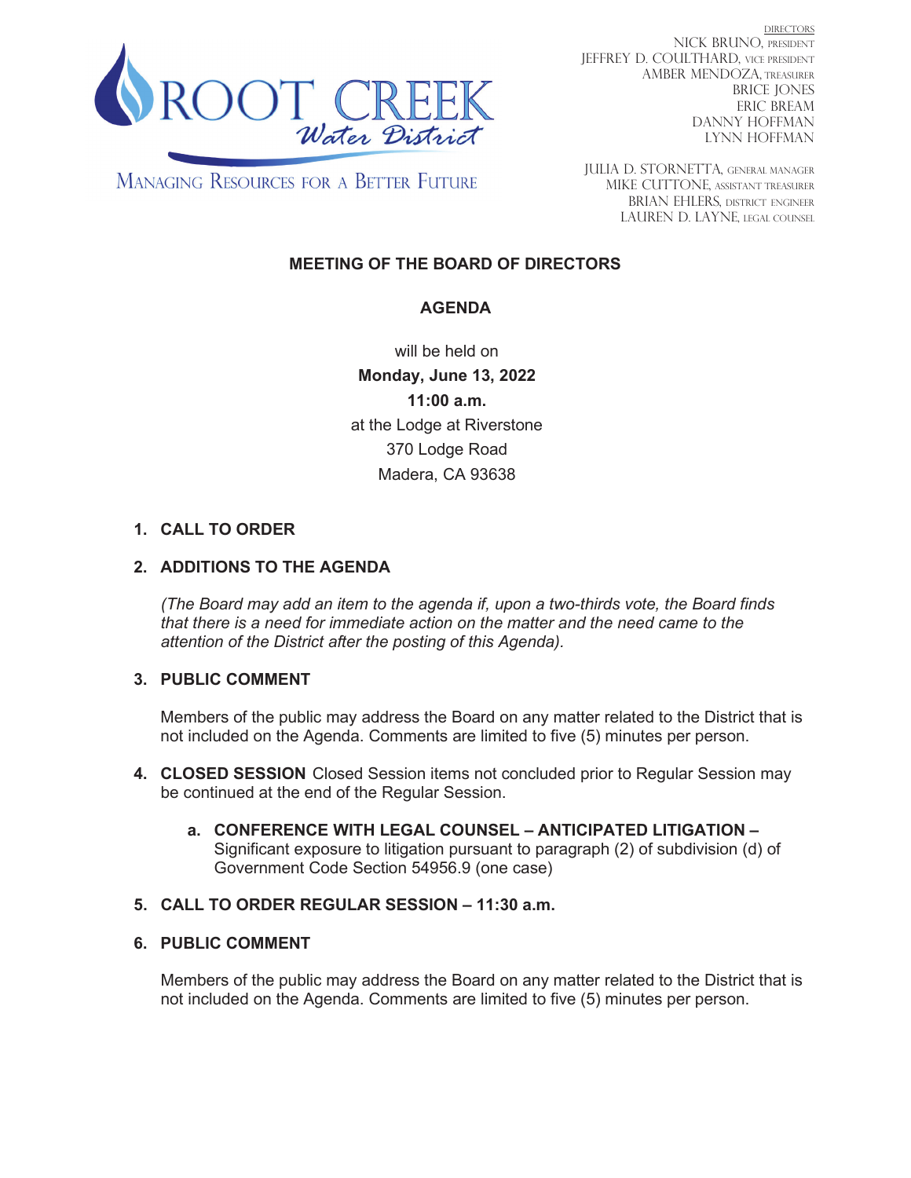# ROOT CREEK Water District

MANAGING RESOURCES FOR A BETTER FUTURE

DIRECTORS
NICK BRUNO, PRESIDENT
JEFFREY D. COULTHARD, VICE PRESIDENT
AMBER MENDOZA, TREASURER
BRICE JONES
ERIC BREAM
DANNY HOFFMAN
LYNN HOFFMAN

JULIA D. STORNETTA, GENERAL MANAGER
MIKE CUTTONE, ASSISTANT TREASURER
BRIAN EHLERS, DISTRICT ENGINEER
LAUREN D. LAYNE, LEGAL COUNSEL

## MEETING OF THE BOARD OF DIRECTORS

## AGENDA

will be held on
**Monday, June 13, 2022**
**11:00 a.m.**
at the Lodge at Riverstone
370 Lodge Road
Madera, CA 93638

1. **CALL TO ORDER**

2. **ADDITIONS TO THE AGENDA**

   *(The Board may add an item to the agenda if, upon a two-thirds vote, the Board finds that there is a need for immediate action on the matter and the need came to the attention of the District after the posting of this Agenda).*

3. **PUBLIC COMMENT**

   Members of the public may address the Board on any matter related to the District that is not included on the Agenda. Comments are limited to five (5) minutes per person.

4. **CLOSED SESSION** Closed Session items not concluded prior to Regular Session may be continued at the end of the Regular Session.

   a. **CONFERENCE WITH LEGAL COUNSEL – ANTICIPATED LITIGATION –** Significant exposure to litigation pursuant to paragraph (2) of subdivision (d) of Government Code Section 54956.9 (one case)

5. **CALL TO ORDER REGULAR SESSION – 11:30 a.m.**

6. **PUBLIC COMMENT**

   Members of the public may address the Board on any matter related to the District that is not included on the Agenda. Comments are limited to five (5) minutes per person.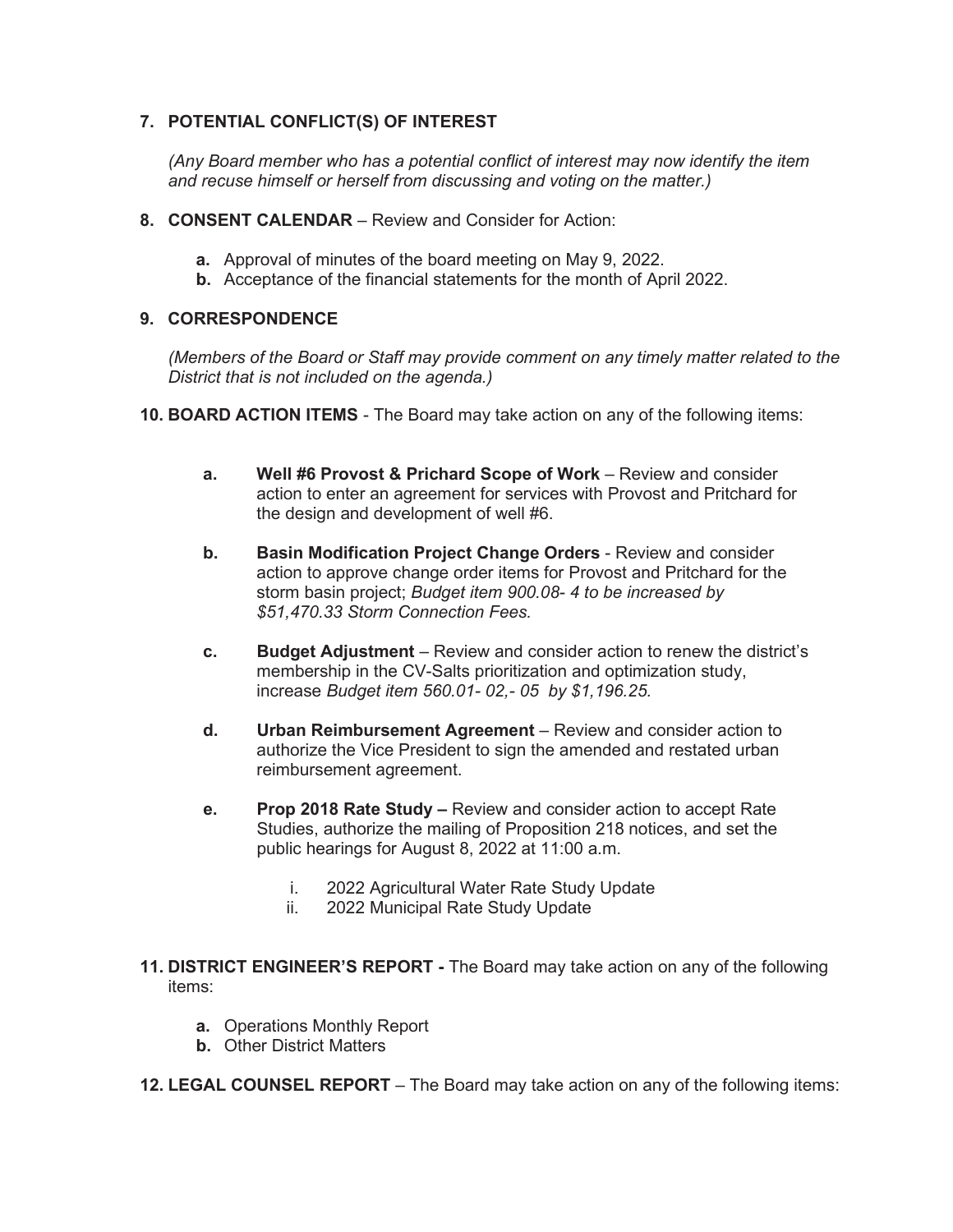**7. POTENTIAL CONFLICT(S) OF INTEREST**

*(Any Board member who has a potential conflict of interest may now identify the item and recuse himself or herself from discussing and voting on the matter.)*

**8. CONSENT CALENDAR** – Review and Consider for Action:

- **a.** Approval of minutes of the board meeting on May 9, 2022.
- **b.** Acceptance of the financial statements for the month of April 2022.

**9. CORRESPONDENCE**

*(Members of the Board or Staff may provide comment on any timely matter related to the District that is not included on the agenda.)*

**10. BOARD ACTION ITEMS** - The Board may take action on any of the following items:

- **a. Well #6 Provost & Prichard Scope of Work** – Review and consider action to enter an agreement for services with Provost and Pritchard for the design and development of well #6.

- **b. Basin Modification Project Change Orders** - Review and consider action to approve change order items for Provost and Pritchard for the storm basin project; *Budget item 900.08- 4 to be increased by $51,470.33 Storm Connection Fees.*

- **c. Budget Adjustment** – Review and consider action to renew the district's membership in the CV-Salts prioritization and optimization study, increase *Budget item 560.01- 02,- 05 by $1,196.25.*

- **d. Urban Reimbursement Agreement** – Review and consider action to authorize the Vice President to sign the amended and restated urban reimbursement agreement.

- **e. Prop 2018 Rate Study –** Review and consider action to accept Rate Studies, authorize the mailing of Proposition 218 notices, and set the public hearings for August 8, 2022 at 11:00 a.m.

    - i. 2022 Agricultural Water Rate Study Update
    - ii. 2022 Municipal Rate Study Update

**11. DISTRICT ENGINEER'S REPORT -** The Board may take action on any of the following items:

- **a.** Operations Monthly Report
- **b.** Other District Matters

**12. LEGAL COUNSEL REPORT** – The Board may take action on any of the following items: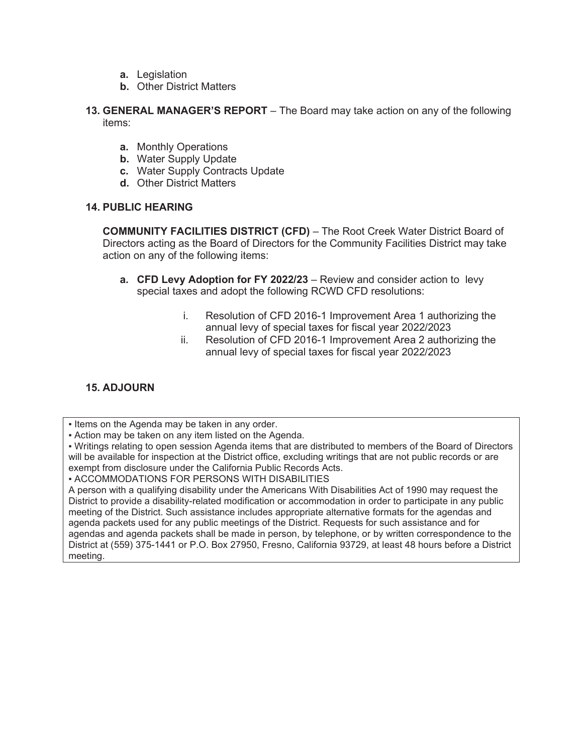- **a.** Legislation
- **b.** Other District Matters

**13. GENERAL MANAGER'S REPORT** – The Board may take action on any of the following items:

- **a.** Monthly Operations
- **b.** Water Supply Update
- **c.** Water Supply Contracts Update
- **d.** Other District Matters

**14. PUBLIC HEARING**

**COMMUNITY FACILITIES DISTRICT (CFD)** – The Root Creek Water District Board of Directors acting as the Board of Directors for the Community Facilities District may take action on any of the following items:

- **a. CFD Levy Adoption for FY 2022/23** – Review and consider action to levy special taxes and adopt the following RCWD CFD resolutions:
  - i. Resolution of CFD 2016-1 Improvement Area 1 authorizing the annual levy of special taxes for fiscal year 2022/2023
  - ii. Resolution of CFD 2016-1 Improvement Area 2 authorizing the annual levy of special taxes for fiscal year 2022/2023

**15. ADJOURN**

▪ Items on the Agenda may be taken in any order.
▪ Action may be taken on any item listed on the Agenda.
▪ Writings relating to open session Agenda items that are distributed to members of the Board of Directors will be available for inspection at the District office, excluding writings that are not public records or are exempt from disclosure under the California Public Records Acts.
▪ ACCOMMODATIONS FOR PERSONS WITH DISABILITIES
A person with a qualifying disability under the Americans With Disabilities Act of 1990 may request the District to provide a disability-related modification or accommodation in order to participate in any public meeting of the District. Such assistance includes appropriate alternative formats for the agendas and agenda packets used for any public meetings of the District. Requests for such assistance and for agendas and agenda packets shall be made in person, by telephone, or by written correspondence to the District at (559) 375-1441 or P.O. Box 27950, Fresno, California 93729, at least 48 hours before a District meeting.